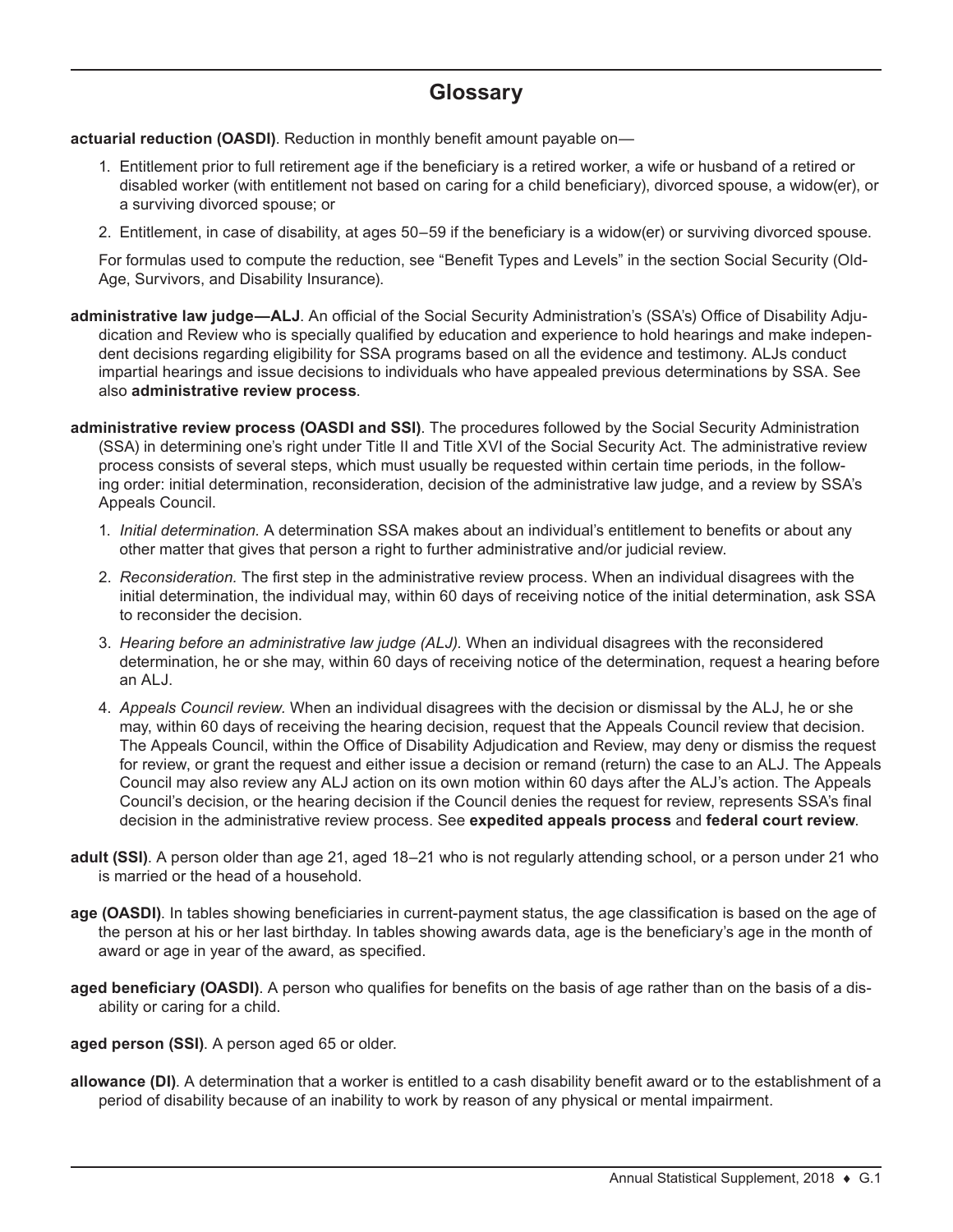# Glossary

**actuarial reduction (OASDI)**. Reduction in monthly benefit amount payable on—

1. Entitlement prior to full retirement age if the beneficiary is a retired worker, a wife or husband of a retired or disabled worker (with entitlement not based on caring for a child beneficiary), divorced spouse, a widow(er), or a surviving divorced spouse; or
2. Entitlement, in case of disability, at ages 50–59 if the beneficiary is a widow(er) or surviving divorced spouse.

For formulas used to compute the reduction, see "Benefit Types and Levels" in the section Social Security (Old-Age, Survivors, and Disability Insurance).

**administrative law judge—ALJ**. An official of the Social Security Administration's (SSA's) Office of Disability Adjudication and Review who is specially qualified by education and experience to hold hearings and make independent decisions regarding eligibility for SSA programs based on all the evidence and testimony. ALJs conduct impartial hearings and issue decisions to individuals who have appealed previous determinations by SSA. See also **administrative review process**.

**administrative review process (OASDI and SSI)**. The procedures followed by the Social Security Administration (SSA) in determining one's right under Title II and Title XVI of the Social Security Act. The administrative review process consists of several steps, which must usually be requested within certain time periods, in the following order: initial determination, reconsideration, decision of the administrative law judge, and a review by SSA's Appeals Council.

1. *Initial determination.* A determination SSA makes about an individual's entitlement to benefits or about any other matter that gives that person a right to further administrative and/or judicial review.
2. *Reconsideration.* The first step in the administrative review process. When an individual disagrees with the initial determination, the individual may, within 60 days of receiving notice of the initial determination, ask SSA to reconsider the decision.
3. *Hearing before an administrative law judge (ALJ).* When an individual disagrees with the reconsidered determination, he or she may, within 60 days of receiving notice of the determination, request a hearing before an ALJ.
4. *Appeals Council review.* When an individual disagrees with the decision or dismissal by the ALJ, he or she may, within 60 days of receiving the hearing decision, request that the Appeals Council review that decision. The Appeals Council, within the Office of Disability Adjudication and Review, may deny or dismiss the request for review, or grant the request and either issue a decision or remand (return) the case to an ALJ. The Appeals Council may also review any ALJ action on its own motion within 60 days after the ALJ's action. The Appeals Council's decision, or the hearing decision if the Council denies the request for review, represents SSA's final decision in the administrative review process. See **expedited appeals process** and **federal court review**.

**adult (SSI)**. A person older than age 21, aged 18–21 who is not regularly attending school, or a person under 21 who is married or the head of a household.

**age (OASDI)**. In tables showing beneficiaries in current-payment status, the age classification is based on the age of the person at his or her last birthday. In tables showing awards data, age is the beneficiary's age in the month of award or age in year of the award, as specified.

**aged beneficiary (OASDI)**. A person who qualifies for benefits on the basis of age rather than on the basis of a disability or caring for a child.

**aged person (SSI)**. A person aged 65 or older.

**allowance (DI)**. A determination that a worker is entitled to a cash disability benefit award or to the establishment of a period of disability because of an inability to work by reason of any physical or mental impairment.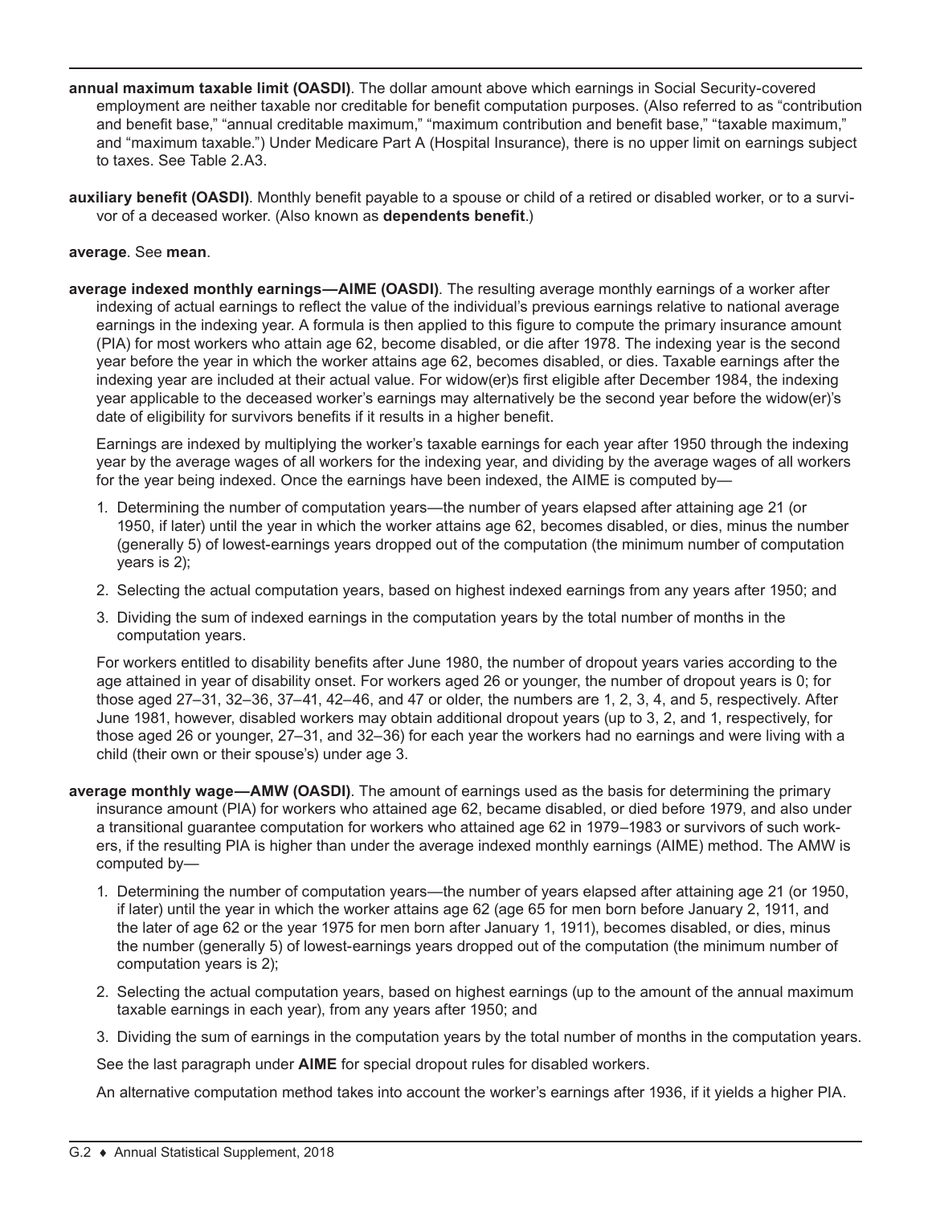**annual maximum taxable limit (OASDI)**. The dollar amount above which earnings in Social Security-covered employment are neither taxable nor creditable for benefit computation purposes. (Also referred to as "contribution and benefit base," "annual creditable maximum," "maximum contribution and benefit base," "taxable maximum," and "maximum taxable.") Under Medicare Part A (Hospital Insurance), there is no upper limit on earnings subject to taxes. See Table 2.A3.

**auxiliary benefit (OASDI)**. Monthly benefit payable to a spouse or child of a retired or disabled worker, or to a survivor of a deceased worker. (Also known as **dependents benefit**.)

**average**. See **mean**.

**average indexed monthly earnings—AIME (OASDI)**. The resulting average monthly earnings of a worker after indexing of actual earnings to reflect the value of the individual's previous earnings relative to national average earnings in the indexing year. A formula is then applied to this figure to compute the primary insurance amount (PIA) for most workers who attain age 62, become disabled, or die after 1978. The indexing year is the second year before the year in which the worker attains age 62, becomes disabled, or dies. Taxable earnings after the indexing year are included at their actual value. For widow(er)s first eligible after December 1984, the indexing year applicable to the deceased worker's earnings may alternatively be the second year before the widow(er)'s date of eligibility for survivors benefits if it results in a higher benefit.

Earnings are indexed by multiplying the worker's taxable earnings for each year after 1950 through the indexing year by the average wages of all workers for the indexing year, and dividing by the average wages of all workers for the year being indexed. Once the earnings have been indexed, the AIME is computed by—

1. Determining the number of computation years—the number of years elapsed after attaining age 21 (or 1950, if later) until the year in which the worker attains age 62, becomes disabled, or dies, minus the number (generally 5) of lowest-earnings years dropped out of the computation (the minimum number of computation years is 2);
2. Selecting the actual computation years, based on highest indexed earnings from any years after 1950; and
3. Dividing the sum of indexed earnings in the computation years by the total number of months in the computation years.

For workers entitled to disability benefits after June 1980, the number of dropout years varies according to the age attained in year of disability onset. For workers aged 26 or younger, the number of dropout years is 0; for those aged 27–31, 32–36, 37–41, 42–46, and 47 or older, the numbers are 1, 2, 3, 4, and 5, respectively. After June 1981, however, disabled workers may obtain additional dropout years (up to 3, 2, and 1, respectively, for those aged 26 or younger, 27–31, and 32–36) for each year the workers had no earnings and were living with a child (their own or their spouse's) under age 3.

**average monthly wage—AMW (OASDI)**. The amount of earnings used as the basis for determining the primary insurance amount (PIA) for workers who attained age 62, became disabled, or died before 1979, and also under a transitional guarantee computation for workers who attained age 62 in 1979–1983 or survivors of such workers, if the resulting PIA is higher than under the average indexed monthly earnings (AIME) method. The AMW is computed by—

1. Determining the number of computation years—the number of years elapsed after attaining age 21 (or 1950, if later) until the year in which the worker attains age 62 (age 65 for men born before January 2, 1911, and the later of age 62 or the year 1975 for men born after January 1, 1911), becomes disabled, or dies, minus the number (generally 5) of lowest-earnings years dropped out of the computation (the minimum number of computation years is 2);
2. Selecting the actual computation years, based on highest earnings (up to the amount of the annual maximum taxable earnings in each year), from any years after 1950; and
3. Dividing the sum of earnings in the computation years by the total number of months in the computation years.

See the last paragraph under **AIME** for special dropout rules for disabled workers.

An alternative computation method takes into account the worker's earnings after 1936, if it yields a higher PIA.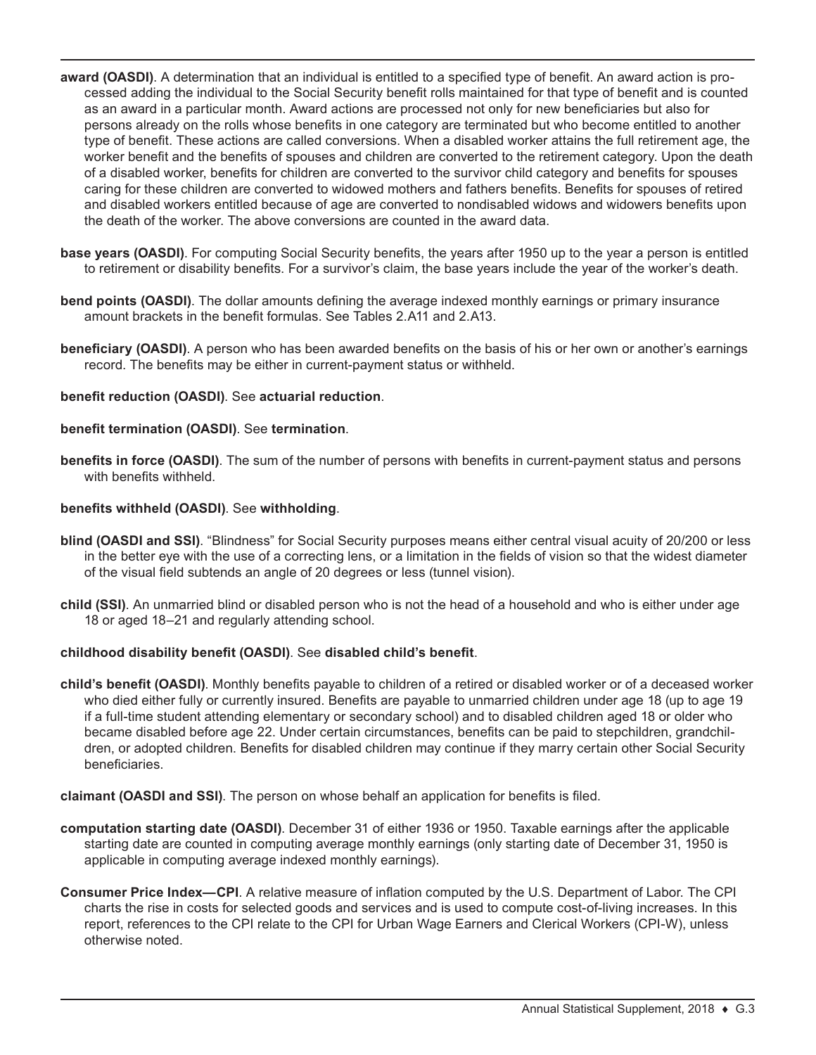**award (OASDI)**. A determination that an individual is entitled to a specified type of benefit. An award action is processed adding the individual to the Social Security benefit rolls maintained for that type of benefit and is counted as an award in a particular month. Award actions are processed not only for new beneficiaries but also for persons already on the rolls whose benefits in one category are terminated but who become entitled to another type of benefit. These actions are called conversions. When a disabled worker attains the full retirement age, the worker benefit and the benefits of spouses and children are converted to the retirement category. Upon the death of a disabled worker, benefits for children are converted to the survivor child category and benefits for spouses caring for these children are converted to widowed mothers and fathers benefits. Benefits for spouses of retired and disabled workers entitled because of age are converted to nondisabled widows and widowers benefits upon the death of the worker. The above conversions are counted in the award data.

**base years (OASDI)**. For computing Social Security benefits, the years after 1950 up to the year a person is entitled to retirement or disability benefits. For a survivor's claim, the base years include the year of the worker's death.

**bend points (OASDI)**. The dollar amounts defining the average indexed monthly earnings or primary insurance amount brackets in the benefit formulas. See Tables 2.A11 and 2.A13.

**beneficiary (OASDI)**. A person who has been awarded benefits on the basis of his or her own or another's earnings record. The benefits may be either in current-payment status or withheld.

**benefit reduction (OASDI)**. See **actuarial reduction**.

**benefit termination (OASDI)**. See **termination**.

**benefits in force (OASDI)**. The sum of the number of persons with benefits in current-payment status and persons with benefits withheld.

**benefits withheld (OASDI)**. See **withholding**.

**blind (OASDI and SSI)**. "Blindness" for Social Security purposes means either central visual acuity of 20/200 or less in the better eye with the use of a correcting lens, or a limitation in the fields of vision so that the widest diameter of the visual field subtends an angle of 20 degrees or less (tunnel vision).

**child (SSI)**. An unmarried blind or disabled person who is not the head of a household and who is either under age 18 or aged 18–21 and regularly attending school.

**childhood disability benefit (OASDI)**. See **disabled child's benefit**.

**child's benefit (OASDI)**. Monthly benefits payable to children of a retired or disabled worker or of a deceased worker who died either fully or currently insured. Benefits are payable to unmarried children under age 18 (up to age 19 if a full-time student attending elementary or secondary school) and to disabled children aged 18 or older who became disabled before age 22. Under certain circumstances, benefits can be paid to stepchildren, grandchildren, or adopted children. Benefits for disabled children may continue if they marry certain other Social Security beneficiaries.

**claimant (OASDI and SSI)**. The person on whose behalf an application for benefits is filed.

**computation starting date (OASDI)**. December 31 of either 1936 or 1950. Taxable earnings after the applicable starting date are counted in computing average monthly earnings (only starting date of December 31, 1950 is applicable in computing average indexed monthly earnings).

**Consumer Price Index—CPI**. A relative measure of inflation computed by the U.S. Department of Labor. The CPI charts the rise in costs for selected goods and services and is used to compute cost-of-living increases. In this report, references to the CPI relate to the CPI for Urban Wage Earners and Clerical Workers (CPI-W), unless otherwise noted.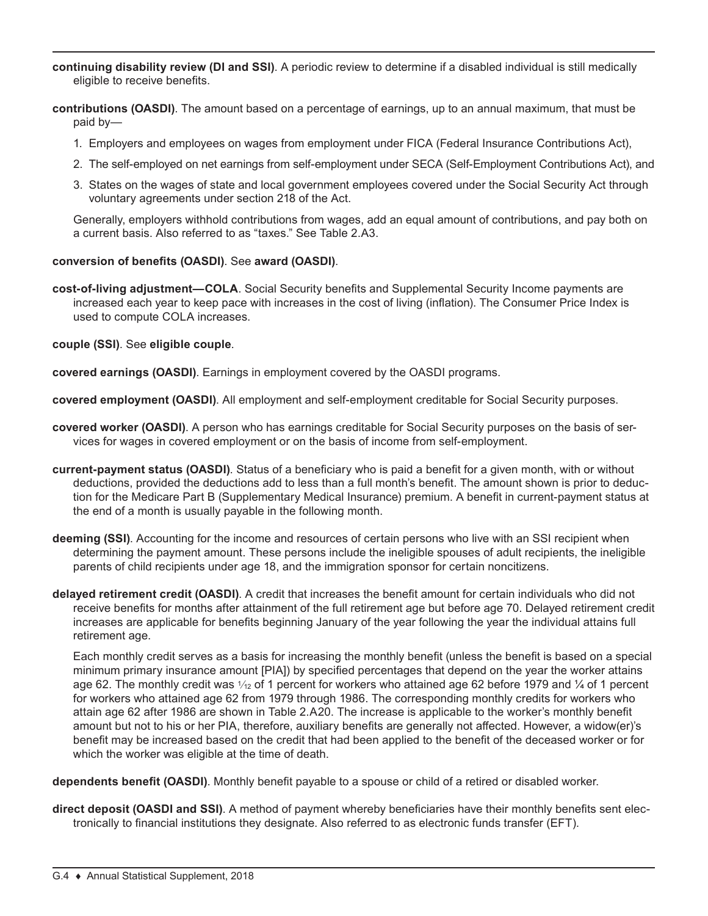**continuing disability review (DI and SSI)**. A periodic review to determine if a disabled individual is still medically eligible to receive benefits.

**contributions (OASDI)**. The amount based on a percentage of earnings, up to an annual maximum, that must be paid by—

1. Employers and employees on wages from employment under FICA (Federal Insurance Contributions Act),
2. The self-employed on net earnings from self-employment under SECA (Self-Employment Contributions Act), and
3. States on the wages of state and local government employees covered under the Social Security Act through voluntary agreements under section 218 of the Act.

Generally, employers withhold contributions from wages, add an equal amount of contributions, and pay both on a current basis. Also referred to as "taxes." See Table 2.A3.

**conversion of benefits (OASDI)**. See **award (OASDI)**.

**cost-of-living adjustment—COLA**. Social Security benefits and Supplemental Security Income payments are increased each year to keep pace with increases in the cost of living (inflation). The Consumer Price Index is used to compute COLA increases.

**couple (SSI)**. See **eligible couple**.

**covered earnings (OASDI)**. Earnings in employment covered by the OASDI programs.

**covered employment (OASDI)**. All employment and self-employment creditable for Social Security purposes.

**covered worker (OASDI)**. A person who has earnings creditable for Social Security purposes on the basis of services for wages in covered employment or on the basis of income from self-employment.

**current-payment status (OASDI)**. Status of a beneficiary who is paid a benefit for a given month, with or without deductions, provided the deductions add to less than a full month's benefit. The amount shown is prior to deduction for the Medicare Part B (Supplementary Medical Insurance) premium. A benefit in current-payment status at the end of a month is usually payable in the following month.

**deeming (SSI)**. Accounting for the income and resources of certain persons who live with an SSI recipient when determining the payment amount. These persons include the ineligible spouses of adult recipients, the ineligible parents of child recipients under age 18, and the immigration sponsor for certain noncitizens.

**delayed retirement credit (OASDI)**. A credit that increases the benefit amount for certain individuals who did not receive benefits for months after attainment of the full retirement age but before age 70. Delayed retirement credit increases are applicable for benefits beginning January of the year following the year the individual attains full retirement age.

Each monthly credit serves as a basis for increasing the monthly benefit (unless the benefit is based on a special minimum primary insurance amount [PIA]) by specified percentages that depend on the year the worker attains age 62. The monthly credit was $\frac{1}{12}$ of 1 percent for workers who attained age 62 before 1979 and $\frac{1}{4}$ of 1 percent for workers who attained age 62 from 1979 through 1986. The corresponding monthly credits for workers who attain age 62 after 1986 are shown in Table 2.A20. The increase is applicable to the worker's monthly benefit amount but not to his or her PIA, therefore, auxiliary benefits are generally not affected. However, a widow(er)'s benefit may be increased based on the credit that had been applied to the benefit of the deceased worker or for which the worker was eligible at the time of death.

**dependents benefit (OASDI)**. Monthly benefit payable to a spouse or child of a retired or disabled worker.

**direct deposit (OASDI and SSI)**. A method of payment whereby beneficiaries have their monthly benefits sent electronically to financial institutions they designate. Also referred to as electronic funds transfer (EFT).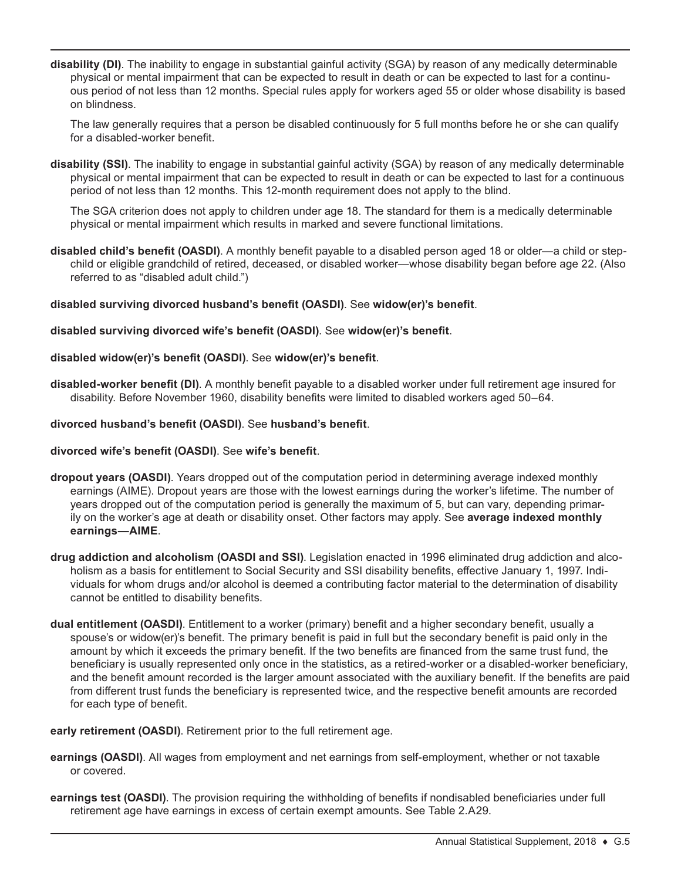**disability (DI)**. The inability to engage in substantial gainful activity (SGA) by reason of any medically determinable physical or mental impairment that can be expected to result in death or can be expected to last for a continuous period of not less than 12 months. Special rules apply for workers aged 55 or older whose disability is based on blindness.

The law generally requires that a person be disabled continuously for 5 full months before he or she can qualify for a disabled-worker benefit.

**disability (SSI)**. The inability to engage in substantial gainful activity (SGA) by reason of any medically determinable physical or mental impairment that can be expected to result in death or can be expected to last for a continuous period of not less than 12 months. This 12-month requirement does not apply to the blind.

The SGA criterion does not apply to children under age 18. The standard for them is a medically determinable physical or mental impairment which results in marked and severe functional limitations.

**disabled child's benefit (OASDI)**. A monthly benefit payable to a disabled person aged 18 or older—a child or stepchild or eligible grandchild of retired, deceased, or disabled worker—whose disability began before age 22. (Also referred to as "disabled adult child.")

**disabled surviving divorced husband's benefit (OASDI)**. See **widow(er)'s benefit**.

**disabled surviving divorced wife's benefit (OASDI)**. See **widow(er)'s benefit**.

**disabled widow(er)'s benefit (OASDI)**. See **widow(er)'s benefit**.

**disabled-worker benefit (DI)**. A monthly benefit payable to a disabled worker under full retirement age insured for disability. Before November 1960, disability benefits were limited to disabled workers aged 50–64.

**divorced husband's benefit (OASDI)**. See **husband's benefit**.

**divorced wife's benefit (OASDI)**. See **wife's benefit**.

**dropout years (OASDI)**. Years dropped out of the computation period in determining average indexed monthly earnings (AIME). Dropout years are those with the lowest earnings during the worker's lifetime. The number of years dropped out of the computation period is generally the maximum of 5, but can vary, depending primarily on the worker's age at death or disability onset. Other factors may apply. See **average indexed monthly earnings—AIME**.

**drug addiction and alcoholism (OASDI and SSI)**. Legislation enacted in 1996 eliminated drug addiction and alcoholism as a basis for entitlement to Social Security and SSI disability benefits, effective January 1, 1997. Individuals for whom drugs and/or alcohol is deemed a contributing factor material to the determination of disability cannot be entitled to disability benefits.

**dual entitlement (OASDI)**. Entitlement to a worker (primary) benefit and a higher secondary benefit, usually a spouse's or widow(er)'s benefit. The primary benefit is paid in full but the secondary benefit is paid only in the amount by which it exceeds the primary benefit. If the two benefits are financed from the same trust fund, the beneficiary is usually represented only once in the statistics, as a retired-worker or a disabled-worker beneficiary, and the benefit amount recorded is the larger amount associated with the auxiliary benefit. If the benefits are paid from different trust funds the beneficiary is represented twice, and the respective benefit amounts are recorded for each type of benefit.

**early retirement (OASDI)**. Retirement prior to the full retirement age.

**earnings (OASDI)**. All wages from employment and net earnings from self-employment, whether or not taxable or covered.

**earnings test (OASDI)**. The provision requiring the withholding of benefits if nondisabled beneficiaries under full retirement age have earnings in excess of certain exempt amounts. See Table 2.A29.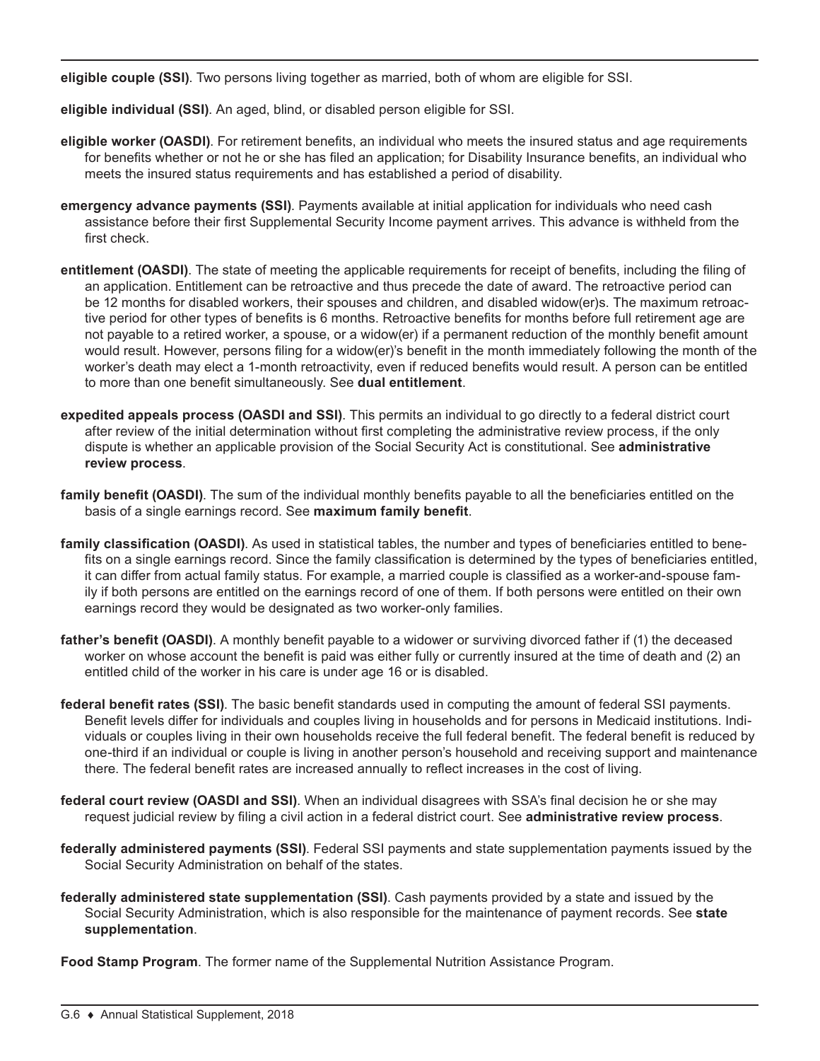**eligible couple (SSI)**. Two persons living together as married, both of whom are eligible for SSI.

**eligible individual (SSI)**. An aged, blind, or disabled person eligible for SSI.

**eligible worker (OASDI)**. For retirement benefits, an individual who meets the insured status and age requirements for benefits whether or not he or she has filed an application; for Disability Insurance benefits, an individual who meets the insured status requirements and has established a period of disability.

**emergency advance payments (SSI)**. Payments available at initial application for individuals who need cash assistance before their first Supplemental Security Income payment arrives. This advance is withheld from the first check.

**entitlement (OASDI)**. The state of meeting the applicable requirements for receipt of benefits, including the filing of an application. Entitlement can be retroactive and thus precede the date of award. The retroactive period can be 12 months for disabled workers, their spouses and children, and disabled widow(er)s. The maximum retroactive period for other types of benefits is 6 months. Retroactive benefits for months before full retirement age are not payable to a retired worker, a spouse, or a widow(er) if a permanent reduction of the monthly benefit amount would result. However, persons filing for a widow(er)'s benefit in the month immediately following the month of the worker's death may elect a 1-month retroactivity, even if reduced benefits would result. A person can be entitled to more than one benefit simultaneously. See **dual entitlement**.

**expedited appeals process (OASDI and SSI)**. This permits an individual to go directly to a federal district court after review of the initial determination without first completing the administrative review process, if the only dispute is whether an applicable provision of the Social Security Act is constitutional. See **administrative review process**.

**family benefit (OASDI)**. The sum of the individual monthly benefits payable to all the beneficiaries entitled on the basis of a single earnings record. See **maximum family benefit**.

**family classification (OASDI)**. As used in statistical tables, the number and types of beneficiaries entitled to benefits on a single earnings record. Since the family classification is determined by the types of beneficiaries entitled, it can differ from actual family status. For example, a married couple is classified as a worker-and-spouse family if both persons are entitled on the earnings record of one of them. If both persons were entitled on their own earnings record they would be designated as two worker-only families.

**father's benefit (OASDI)**. A monthly benefit payable to a widower or surviving divorced father if (1) the deceased worker on whose account the benefit is paid was either fully or currently insured at the time of death and (2) an entitled child of the worker in his care is under age 16 or is disabled.

**federal benefit rates (SSI)**. The basic benefit standards used in computing the amount of federal SSI payments. Benefit levels differ for individuals and couples living in households and for persons in Medicaid institutions. Individuals or couples living in their own households receive the full federal benefit. The federal benefit is reduced by one-third if an individual or couple is living in another person's household and receiving support and maintenance there. The federal benefit rates are increased annually to reflect increases in the cost of living.

**federal court review (OASDI and SSI)**. When an individual disagrees with SSA's final decision he or she may request judicial review by filing a civil action in a federal district court. See **administrative review process**.

**federally administered payments (SSI)**. Federal SSI payments and state supplementation payments issued by the Social Security Administration on behalf of the states.

**federally administered state supplementation (SSI)**. Cash payments provided by a state and issued by the Social Security Administration, which is also responsible for the maintenance of payment records. See **state supplementation**.

**Food Stamp Program**. The former name of the Supplemental Nutrition Assistance Program.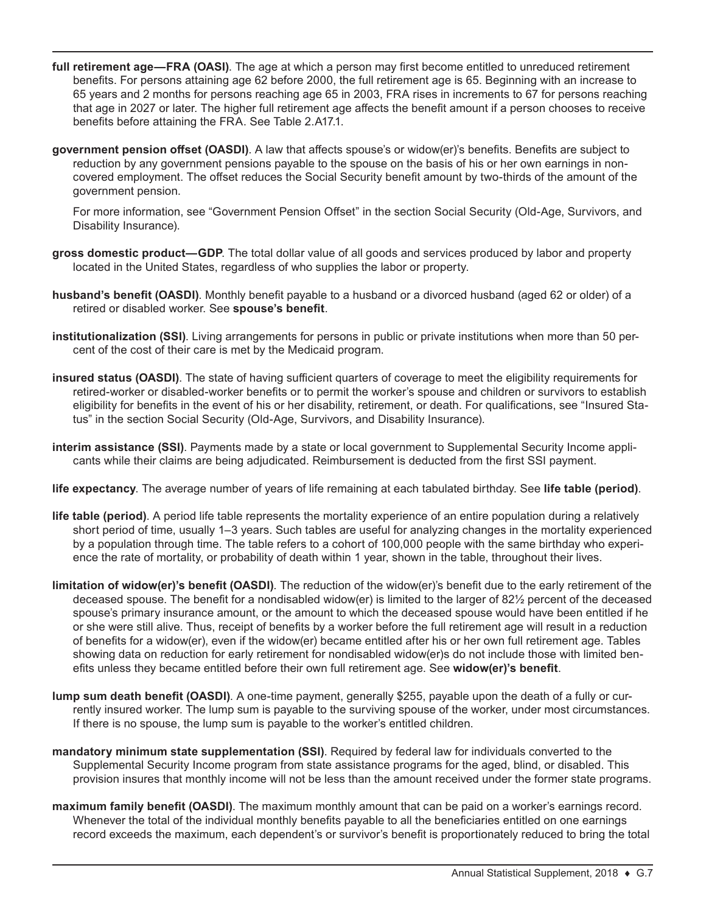**full retirement age—FRA (OASI)**. The age at which a person may first become entitled to unreduced retirement benefits. For persons attaining age 62 before 2000, the full retirement age is 65. Beginning with an increase to 65 years and 2 months for persons reaching age 65 in 2003, FRA rises in increments to 67 for persons reaching that age in 2027 or later. The higher full retirement age affects the benefit amount if a person chooses to receive benefits before attaining the FRA. See Table 2.A17.1.

**government pension offset (OASDI)**. A law that affects spouse's or widow(er)'s benefits. Benefits are subject to reduction by any government pensions payable to the spouse on the basis of his or her own earnings in noncovered employment. The offset reduces the Social Security benefit amount by two-thirds of the amount of the government pension.

For more information, see "Government Pension Offset" in the section Social Security (Old-Age, Survivors, and Disability Insurance).

**gross domestic product—GDP**. The total dollar value of all goods and services produced by labor and property located in the United States, regardless of who supplies the labor or property.

**husband's benefit (OASDI)**. Monthly benefit payable to a husband or a divorced husband (aged 62 or older) of a retired or disabled worker. See **spouse's benefit**.

**institutionalization (SSI)**. Living arrangements for persons in public or private institutions when more than 50 percent of the cost of their care is met by the Medicaid program.

**insured status (OASDI)**. The state of having sufficient quarters of coverage to meet the eligibility requirements for retired-worker or disabled-worker benefits or to permit the worker's spouse and children or survivors to establish eligibility for benefits in the event of his or her disability, retirement, or death. For qualifications, see "Insured Status" in the section Social Security (Old-Age, Survivors, and Disability Insurance).

**interim assistance (SSI)**. Payments made by a state or local government to Supplemental Security Income applicants while their claims are being adjudicated. Reimbursement is deducted from the first SSI payment.

**life expectancy**. The average number of years of life remaining at each tabulated birthday. See **life table (period)**.

**life table (period)**. A period life table represents the mortality experience of an entire population during a relatively short period of time, usually 1–3 years. Such tables are useful for analyzing changes in the mortality experienced by a population through time. The table refers to a cohort of 100,000 people with the same birthday who experience the rate of mortality, or probability of death within 1 year, shown in the table, throughout their lives.

**limitation of widow(er)'s benefit (OASDI)**. The reduction of the widow(er)'s benefit due to the early retirement of the deceased spouse. The benefit for a nondisabled widow(er) is limited to the larger of 82½ percent of the deceased spouse's primary insurance amount, or the amount to which the deceased spouse would have been entitled if he or she were still alive. Thus, receipt of benefits by a worker before the full retirement age will result in a reduction of benefits for a widow(er), even if the widow(er) became entitled after his or her own full retirement age. Tables showing data on reduction for early retirement for nondisabled widow(er)s do not include those with limited benefits unless they became entitled before their own full retirement age. See **widow(er)'s benefit**.

**lump sum death benefit (OASDI)**. A one-time payment, generally $255, payable upon the death of a fully or currently insured worker. The lump sum is payable to the surviving spouse of the worker, under most circumstances. If there is no spouse, the lump sum is payable to the worker's entitled children.

**mandatory minimum state supplementation (SSI)**. Required by federal law for individuals converted to the Supplemental Security Income program from state assistance programs for the aged, blind, or disabled. This provision insures that monthly income will not be less than the amount received under the former state programs.

**maximum family benefit (OASDI)**. The maximum monthly amount that can be paid on a worker's earnings record. Whenever the total of the individual monthly benefits payable to all the beneficiaries entitled on one earnings record exceeds the maximum, each dependent's or survivor's benefit is proportionately reduced to bring the total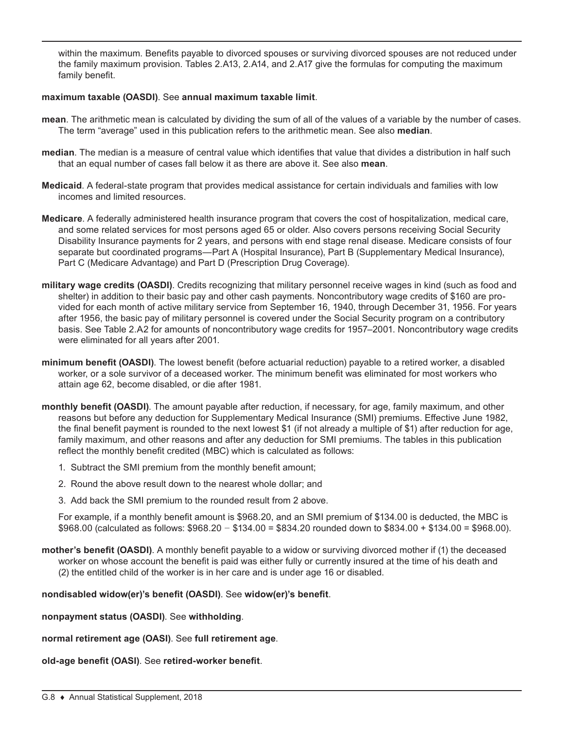within the maximum. Benefits payable to divorced spouses or surviving divorced spouses are not reduced under the family maximum provision. Tables 2.A13, 2.A14, and 2.A17 give the formulas for computing the maximum family benefit.

**maximum taxable (OASDI)**. See **annual maximum taxable limit**.

**mean**. The arithmetic mean is calculated by dividing the sum of all of the values of a variable by the number of cases. The term "average" used in this publication refers to the arithmetic mean. See also **median**.

**median**. The median is a measure of central value which identifies that value that divides a distribution in half such that an equal number of cases fall below it as there are above it. See also **mean**.

**Medicaid**. A federal-state program that provides medical assistance for certain individuals and families with low incomes and limited resources.

**Medicare**. A federally administered health insurance program that covers the cost of hospitalization, medical care, and some related services for most persons aged 65 or older. Also covers persons receiving Social Security Disability Insurance payments for 2 years, and persons with end stage renal disease. Medicare consists of four separate but coordinated programs—Part A (Hospital Insurance), Part B (Supplementary Medical Insurance), Part C (Medicare Advantage) and Part D (Prescription Drug Coverage).

**military wage credits (OASDI)**. Credits recognizing that military personnel receive wages in kind (such as food and shelter) in addition to their basic pay and other cash payments. Noncontributory wage credits of $160 are provided for each month of active military service from September 16, 1940, through December 31, 1956. For years after 1956, the basic pay of military personnel is covered under the Social Security program on a contributory basis. See Table 2.A2 for amounts of noncontributory wage credits for 1957–2001. Noncontributory wage credits were eliminated for all years after 2001.

**minimum benefit (OASDI)**. The lowest benefit (before actuarial reduction) payable to a retired worker, a disabled worker, or a sole survivor of a deceased worker. The minimum benefit was eliminated for most workers who attain age 62, become disabled, or die after 1981.

**monthly benefit (OASDI)**. The amount payable after reduction, if necessary, for age, family maximum, and other reasons but before any deduction for Supplementary Medical Insurance (SMI) premiums. Effective June 1982, the final benefit payment is rounded to the next lowest $1 (if not already a multiple of $1) after reduction for age, family maximum, and other reasons and after any deduction for SMI premiums. The tables in this publication reflect the monthly benefit credited (MBC) which is calculated as follows:

1. Subtract the SMI premium from the monthly benefit amount;
2. Round the above result down to the nearest whole dollar; and
3. Add back the SMI premium to the rounded result from 2 above.

For example, if a monthly benefit amount is $968.20, and an SMI premium of $134.00 is deducted, the MBC is $968.00 (calculated as follows: $968.20 − $134.00 = $834.20 rounded down to $834.00 + $134.00 = $968.00).

**mother's benefit (OASDI)**. A monthly benefit payable to a widow or surviving divorced mother if (1) the deceased worker on whose account the benefit is paid was either fully or currently insured at the time of his death and (2) the entitled child of the worker is in her care and is under age 16 or disabled.

**nondisabled widow(er)'s benefit (OASDI)**. See **widow(er)'s benefit**.

**nonpayment status (OASDI)**. See **withholding**.

**normal retirement age (OASI)**. See **full retirement age**.

**old-age benefit (OASI)**. See **retired-worker benefit**.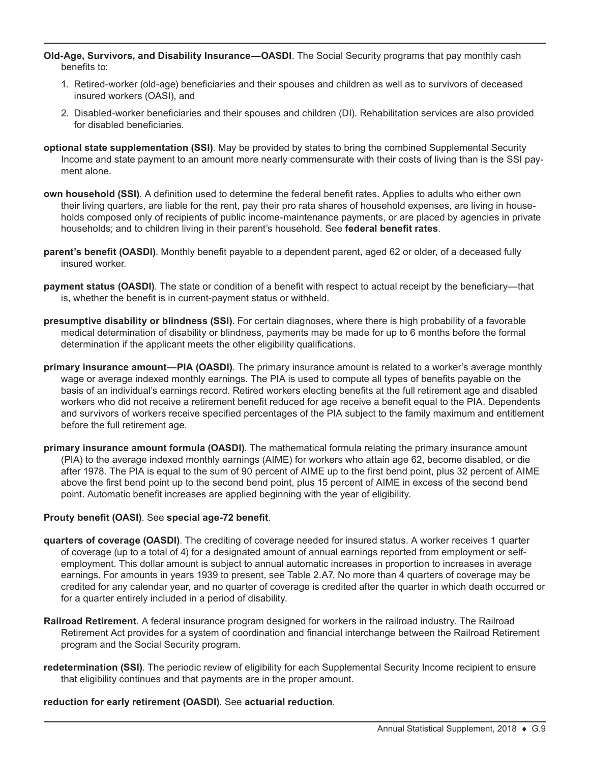**Old-Age, Survivors, and Disability Insurance—OASDI**. The Social Security programs that pay monthly cash benefits to:

1. Retired-worker (old-age) beneficiaries and their spouses and children as well as to survivors of deceased insured workers (OASI), and
2. Disabled-worker beneficiaries and their spouses and children (DI). Rehabilitation services are also provided for disabled beneficiaries.

**optional state supplementation (SSI)**. May be provided by states to bring the combined Supplemental Security Income and state payment to an amount more nearly commensurate with their costs of living than is the SSI payment alone.

**own household (SSI)**. A definition used to determine the federal benefit rates. Applies to adults who either own their living quarters, are liable for the rent, pay their pro rata shares of household expenses, are living in households composed only of recipients of public income-maintenance payments, or are placed by agencies in private households; and to children living in their parent's household. See **federal benefit rates**.

**parent's benefit (OASDI)**. Monthly benefit payable to a dependent parent, aged 62 or older, of a deceased fully insured worker.

**payment status (OASDI)**. The state or condition of a benefit with respect to actual receipt by the beneficiary—that is, whether the benefit is in current-payment status or withheld.

**presumptive disability or blindness (SSI)**. For certain diagnoses, where there is high probability of a favorable medical determination of disability or blindness, payments may be made for up to 6 months before the formal determination if the applicant meets the other eligibility qualifications.

**primary insurance amount—PIA (OASDI)**. The primary insurance amount is related to a worker's average monthly wage or average indexed monthly earnings. The PIA is used to compute all types of benefits payable on the basis of an individual's earnings record. Retired workers electing benefits at the full retirement age and disabled workers who did not receive a retirement benefit reduced for age receive a benefit equal to the PIA. Dependents and survivors of workers receive specified percentages of the PIA subject to the family maximum and entitlement before the full retirement age.

**primary insurance amount formula (OASDI)**. The mathematical formula relating the primary insurance amount (PIA) to the average indexed monthly earnings (AIME) for workers who attain age 62, become disabled, or die after 1978. The PIA is equal to the sum of 90 percent of AIME up to the first bend point, plus 32 percent of AIME above the first bend point up to the second bend point, plus 15 percent of AIME in excess of the second bend point. Automatic benefit increases are applied beginning with the year of eligibility.

**Prouty benefit (OASI)**. See **special age-72 benefit**.

**quarters of coverage (OASDI)**. The crediting of coverage needed for insured status. A worker receives 1 quarter of coverage (up to a total of 4) for a designated amount of annual earnings reported from employment or self-employment. This dollar amount is subject to annual automatic increases in proportion to increases in average earnings. For amounts in years 1939 to present, see Table 2.A7. No more than 4 quarters of coverage may be credited for any calendar year, and no quarter of coverage is credited after the quarter in which death occurred or for a quarter entirely included in a period of disability.

**Railroad Retirement**. A federal insurance program designed for workers in the railroad industry. The Railroad Retirement Act provides for a system of coordination and financial interchange between the Railroad Retirement program and the Social Security program.

**redetermination (SSI)**. The periodic review of eligibility for each Supplemental Security Income recipient to ensure that eligibility continues and that payments are in the proper amount.

**reduction for early retirement (OASDI)**. See **actuarial reduction**.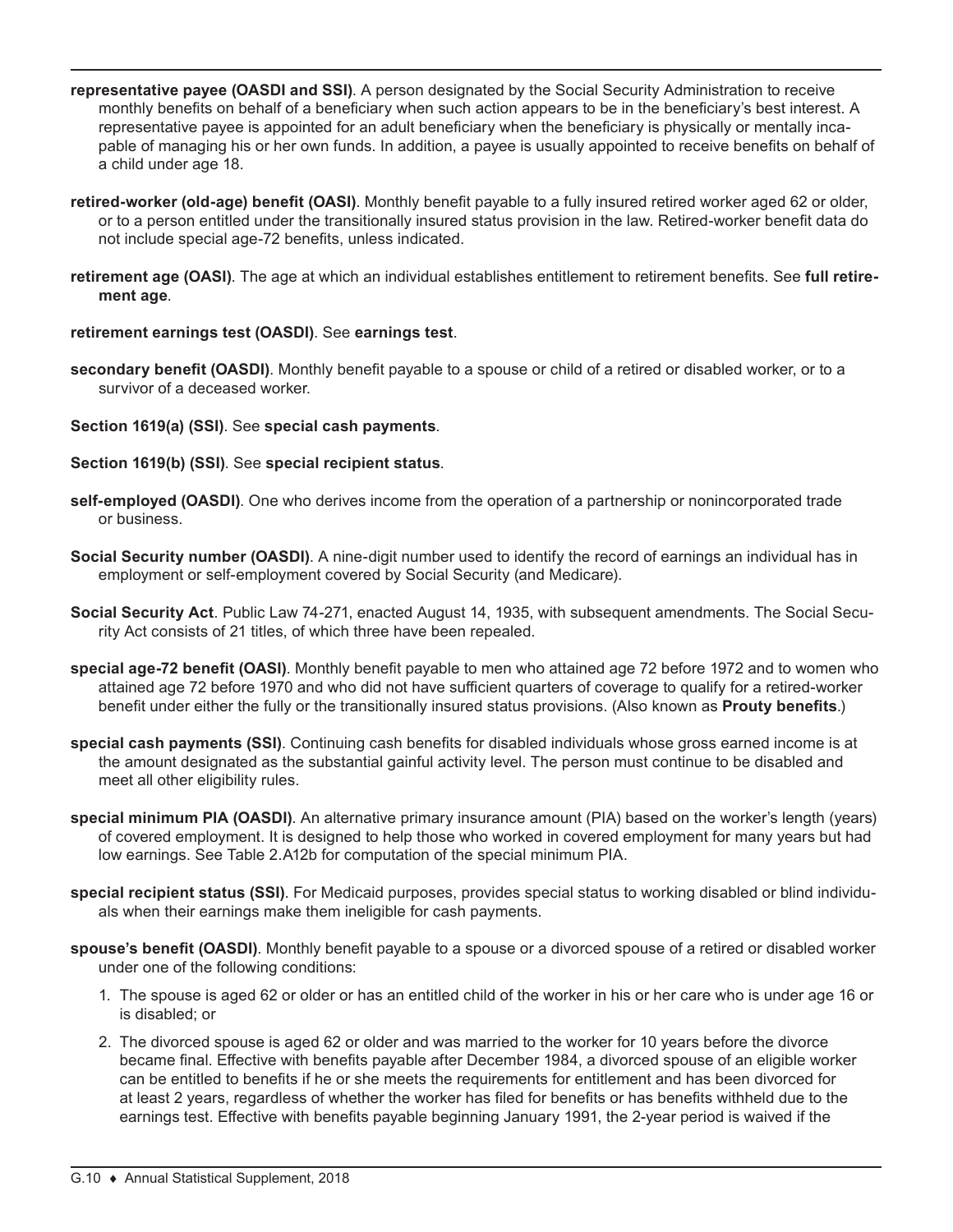**representative payee (OASDI and SSI)**. A person designated by the Social Security Administration to receive monthly benefits on behalf of a beneficiary when such action appears to be in the beneficiary's best interest. A representative payee is appointed for an adult beneficiary when the beneficiary is physically or mentally incapable of managing his or her own funds. In addition, a payee is usually appointed to receive benefits on behalf of a child under age 18.

**retired-worker (old-age) benefit (OASI)**. Monthly benefit payable to a fully insured retired worker aged 62 or older, or to a person entitled under the transitionally insured status provision in the law. Retired-worker benefit data do not include special age-72 benefits, unless indicated.

**retirement age (OASI)**. The age at which an individual establishes entitlement to retirement benefits. See **full retirement age**.

**retirement earnings test (OASDI)**. See **earnings test**.

**secondary benefit (OASDI)**. Monthly benefit payable to a spouse or child of a retired or disabled worker, or to a survivor of a deceased worker.

**Section 1619(a) (SSI)**. See **special cash payments**.

**Section 1619(b) (SSI)**. See **special recipient status**.

**self-employed (OASDI)**. One who derives income from the operation of a partnership or nonincorporated trade or business.

**Social Security number (OASDI)**. A nine-digit number used to identify the record of earnings an individual has in employment or self-employment covered by Social Security (and Medicare).

**Social Security Act**. Public Law 74-271, enacted August 14, 1935, with subsequent amendments. The Social Security Act consists of 21 titles, of which three have been repealed.

**special age-72 benefit (OASI)**. Monthly benefit payable to men who attained age 72 before 1972 and to women who attained age 72 before 1970 and who did not have sufficient quarters of coverage to qualify for a retired-worker benefit under either the fully or the transitionally insured status provisions. (Also known as **Prouty benefits**.)

**special cash payments (SSI)**. Continuing cash benefits for disabled individuals whose gross earned income is at the amount designated as the substantial gainful activity level. The person must continue to be disabled and meet all other eligibility rules.

**special minimum PIA (OASDI)**. An alternative primary insurance amount (PIA) based on the worker's length (years) of covered employment. It is designed to help those who worked in covered employment for many years but had low earnings. See Table 2.A12b for computation of the special minimum PIA.

**special recipient status (SSI)**. For Medicaid purposes, provides special status to working disabled or blind individuals when their earnings make them ineligible for cash payments.

**spouse's benefit (OASDI)**. Monthly benefit payable to a spouse or a divorced spouse of a retired or disabled worker under one of the following conditions:

1. The spouse is aged 62 or older or has an entitled child of the worker in his or her care who is under age 16 or is disabled; or
2. The divorced spouse is aged 62 or older and was married to the worker for 10 years before the divorce became final. Effective with benefits payable after December 1984, a divorced spouse of an eligible worker can be entitled to benefits if he or she meets the requirements for entitlement and has been divorced for at least 2 years, regardless of whether the worker has filed for benefits or has benefits withheld due to the earnings test. Effective with benefits payable beginning January 1991, the 2-year period is waived if the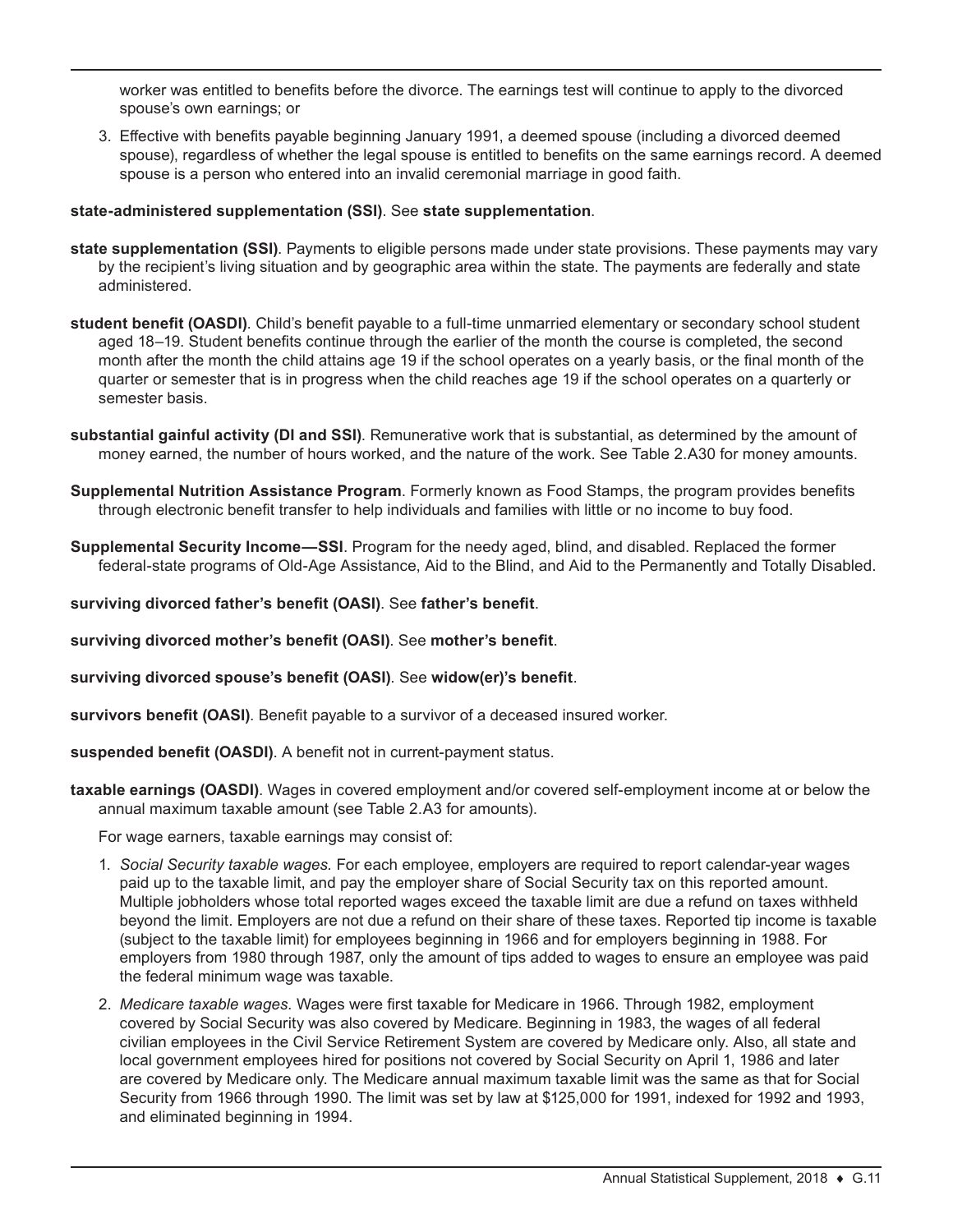worker was entitled to benefits before the divorce. The earnings test will continue to apply to the divorced spouse's own earnings; or

3. Effective with benefits payable beginning January 1991, a deemed spouse (including a divorced deemed spouse), regardless of whether the legal spouse is entitled to benefits on the same earnings record. A deemed spouse is a person who entered into an invalid ceremonial marriage in good faith.

**state-administered supplementation (SSI)**. See **state supplementation**.

**state supplementation (SSI)**. Payments to eligible persons made under state provisions. These payments may vary by the recipient's living situation and by geographic area within the state. The payments are federally and state administered.

**student benefit (OASDI)**. Child's benefit payable to a full-time unmarried elementary or secondary school student aged 18–19. Student benefits continue through the earlier of the month the course is completed, the second month after the month the child attains age 19 if the school operates on a yearly basis, or the final month of the quarter or semester that is in progress when the child reaches age 19 if the school operates on a quarterly or semester basis.

**substantial gainful activity (DI and SSI)**. Remunerative work that is substantial, as determined by the amount of money earned, the number of hours worked, and the nature of the work. See Table 2.A30 for money amounts.

**Supplemental Nutrition Assistance Program**. Formerly known as Food Stamps, the program provides benefits through electronic benefit transfer to help individuals and families with little or no income to buy food.

**Supplemental Security Income—SSI**. Program for the needy aged, blind, and disabled. Replaced the former federal-state programs of Old-Age Assistance, Aid to the Blind, and Aid to the Permanently and Totally Disabled.

**surviving divorced father's benefit (OASI)**. See **father's benefit**.

**surviving divorced mother's benefit (OASI)**. See **mother's benefit**.

**surviving divorced spouse's benefit (OASI)**. See **widow(er)'s benefit**.

**survivors benefit (OASI)**. Benefit payable to a survivor of a deceased insured worker.

**suspended benefit (OASDI)**. A benefit not in current-payment status.

**taxable earnings (OASDI)**. Wages in covered employment and/or covered self-employment income at or below the annual maximum taxable amount (see Table 2.A3 for amounts).

For wage earners, taxable earnings may consist of:

1. *Social Security taxable wages.* For each employee, employers are required to report calendar-year wages paid up to the taxable limit, and pay the employer share of Social Security tax on this reported amount. Multiple jobholders whose total reported wages exceed the taxable limit are due a refund on taxes withheld beyond the limit. Employers are not due a refund on their share of these taxes. Reported tip income is taxable (subject to the taxable limit) for employees beginning in 1966 and for employers beginning in 1988. For employers from 1980 through 1987, only the amount of tips added to wages to ensure an employee was paid the federal minimum wage was taxable.

2. *Medicare taxable wages.* Wages were first taxable for Medicare in 1966. Through 1982, employment covered by Social Security was also covered by Medicare. Beginning in 1983, the wages of all federal civilian employees in the Civil Service Retirement System are covered by Medicare only. Also, all state and local government employees hired for positions not covered by Social Security on April 1, 1986 and later are covered by Medicare only. The Medicare annual maximum taxable limit was the same as that for Social Security from 1966 through 1990. The limit was set by law at $125,000 for 1991, indexed for 1992 and 1993, and eliminated beginning in 1994.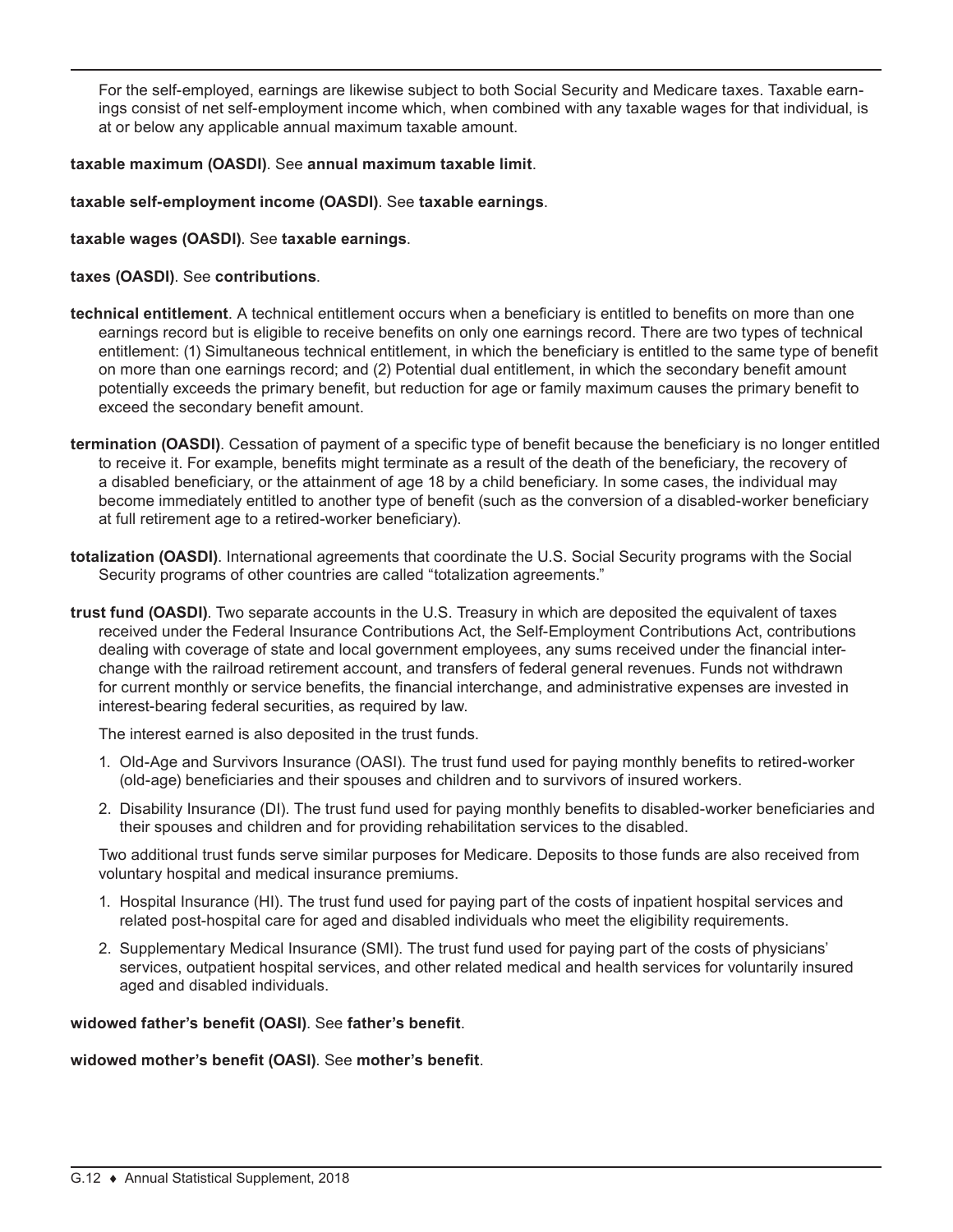For the self-employed, earnings are likewise subject to both Social Security and Medicare taxes. Taxable earnings consist of net self-employment income which, when combined with any taxable wages for that individual, is at or below any applicable annual maximum taxable amount.

**taxable maximum (OASDI)**. See **annual maximum taxable limit**.

**taxable self-employment income (OASDI)**. See **taxable earnings**.

**taxable wages (OASDI)**. See **taxable earnings**.

**taxes (OASDI)**. See **contributions**.

**technical entitlement**. A technical entitlement occurs when a beneficiary is entitled to benefits on more than one earnings record but is eligible to receive benefits on only one earnings record. There are two types of technical entitlement: (1) Simultaneous technical entitlement, in which the beneficiary is entitled to the same type of benefit on more than one earnings record; and (2) Potential dual entitlement, in which the secondary benefit amount potentially exceeds the primary benefit, but reduction for age or family maximum causes the primary benefit to exceed the secondary benefit amount.

**termination (OASDI)**. Cessation of payment of a specific type of benefit because the beneficiary is no longer entitled to receive it. For example, benefits might terminate as a result of the death of the beneficiary, the recovery of a disabled beneficiary, or the attainment of age 18 by a child beneficiary. In some cases, the individual may become immediately entitled to another type of benefit (such as the conversion of a disabled-worker beneficiary at full retirement age to a retired-worker beneficiary).

**totalization (OASDI)**. International agreements that coordinate the U.S. Social Security programs with the Social Security programs of other countries are called "totalization agreements."

**trust fund (OASDI)**. Two separate accounts in the U.S. Treasury in which are deposited the equivalent of taxes received under the Federal Insurance Contributions Act, the Self-Employment Contributions Act, contributions dealing with coverage of state and local government employees, any sums received under the financial interchange with the railroad retirement account, and transfers of federal general revenues. Funds not withdrawn for current monthly or service benefits, the financial interchange, and administrative expenses are invested in interest-bearing federal securities, as required by law.

The interest earned is also deposited in the trust funds.

1. Old-Age and Survivors Insurance (OASI). The trust fund used for paying monthly benefits to retired-worker (old-age) beneficiaries and their spouses and children and to survivors of insured workers.
2. Disability Insurance (DI). The trust fund used for paying monthly benefits to disabled-worker beneficiaries and their spouses and children and for providing rehabilitation services to the disabled.

Two additional trust funds serve similar purposes for Medicare. Deposits to those funds are also received from voluntary hospital and medical insurance premiums.

1. Hospital Insurance (HI). The trust fund used for paying part of the costs of inpatient hospital services and related post-hospital care for aged and disabled individuals who meet the eligibility requirements.
2. Supplementary Medical Insurance (SMI). The trust fund used for paying part of the costs of physicians' services, outpatient hospital services, and other related medical and health services for voluntarily insured aged and disabled individuals.

**widowed father's benefit (OASI)**. See **father's benefit**.

**widowed mother's benefit (OASI)**. See **mother's benefit**.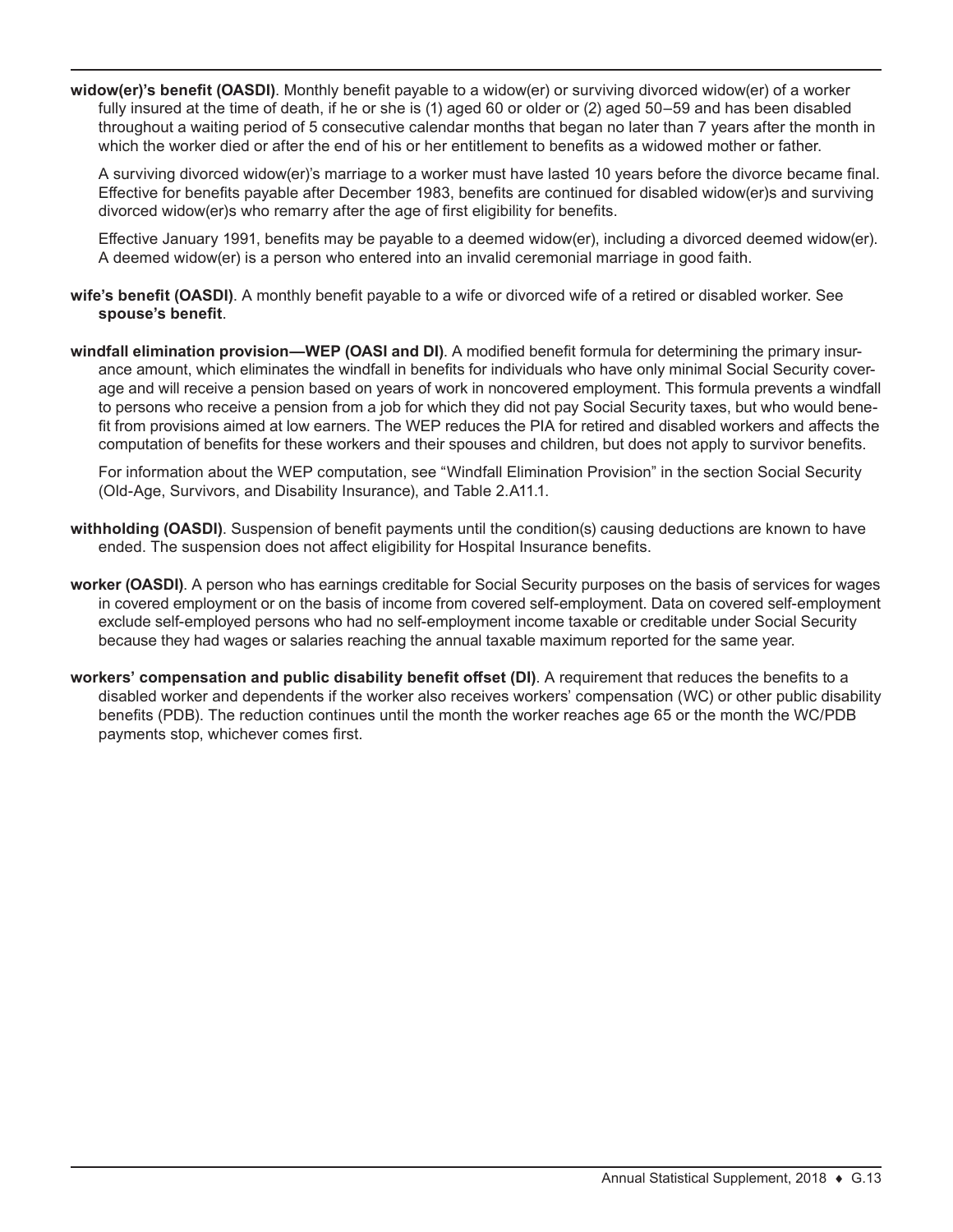**widow(er)'s benefit (OASDI)**. Monthly benefit payable to a widow(er) or surviving divorced widow(er) of a worker fully insured at the time of death, if he or she is (1) aged 60 or older or (2) aged 50–59 and has been disabled throughout a waiting period of 5 consecutive calendar months that began no later than 7 years after the month in which the worker died or after the end of his or her entitlement to benefits as a widowed mother or father.

A surviving divorced widow(er)'s marriage to a worker must have lasted 10 years before the divorce became final. Effective for benefits payable after December 1983, benefits are continued for disabled widow(er)s and surviving divorced widow(er)s who remarry after the age of first eligibility for benefits.

Effective January 1991, benefits may be payable to a deemed widow(er), including a divorced deemed widow(er). A deemed widow(er) is a person who entered into an invalid ceremonial marriage in good faith.

**wife's benefit (OASDI)**. A monthly benefit payable to a wife or divorced wife of a retired or disabled worker. See **spouse's benefit**.

**windfall elimination provision—WEP (OASI and DI)**. A modified benefit formula for determining the primary insurance amount, which eliminates the windfall in benefits for individuals who have only minimal Social Security coverage and will receive a pension based on years of work in noncovered employment. This formula prevents a windfall to persons who receive a pension from a job for which they did not pay Social Security taxes, but who would benefit from provisions aimed at low earners. The WEP reduces the PIA for retired and disabled workers and affects the computation of benefits for these workers and their spouses and children, but does not apply to survivor benefits.

For information about the WEP computation, see "Windfall Elimination Provision" in the section Social Security (Old-Age, Survivors, and Disability Insurance), and Table 2.A11.1.

**withholding (OASDI)**. Suspension of benefit payments until the condition(s) causing deductions are known to have ended. The suspension does not affect eligibility for Hospital Insurance benefits.

**worker (OASDI)**. A person who has earnings creditable for Social Security purposes on the basis of services for wages in covered employment or on the basis of income from covered self-employment. Data on covered self-employment exclude self-employed persons who had no self-employment income taxable or creditable under Social Security because they had wages or salaries reaching the annual taxable maximum reported for the same year.

**workers' compensation and public disability benefit offset (DI)**. A requirement that reduces the benefits to a disabled worker and dependents if the worker also receives workers' compensation (WC) or other public disability benefits (PDB). The reduction continues until the month the worker reaches age 65 or the month the WC/PDB payments stop, whichever comes first.